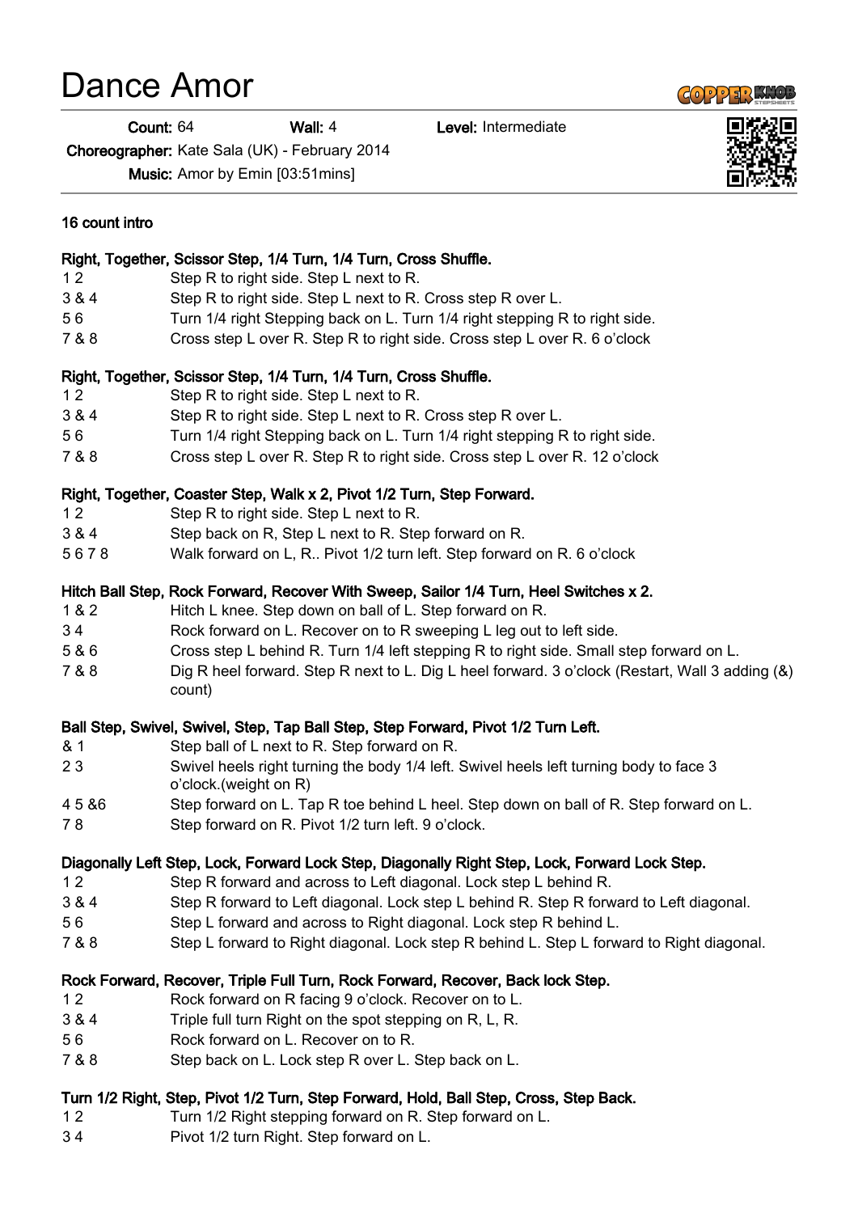# Dance Amor

**Count:** 64 **Wall:** 4 **Level:** Intermediate

**Choreographer:** Kate Sala (UK) - February 2014

**Music:** Amor by Emin [03:51mins]

**16 count intro**

**Right, Together, Scissor Step, 1/4 Turn, 1/4 Turn, Cross Shuffle.**

| | |
|---|---|
| 1 2 | Step R to right side. Step L next to R. |
| 3 & 4 | Step R to right side. Step L next to R. Cross step R over L. |
| 5 6 | Turn 1/4 right Stepping back on L. Turn 1/4 right stepping R to right side. |
| 7 & 8 | Cross step L over R. Step R to right side. Cross step L over R. 6 o'clock |

**Right, Together, Scissor Step, 1/4 Turn, 1/4 Turn, Cross Shuffle.**

| | |
|---|---|
| 1 2 | Step R to right side. Step L next to R. |
| 3 & 4 | Step R to right side. Step L next to R. Cross step R over L. |
| 5 6 | Turn 1/4 right Stepping back on L. Turn 1/4 right stepping R to right side. |
| 7 & 8 | Cross step L over R. Step R to right side. Cross step L over R. 12 o'clock |

**Right, Together, Coaster Step, Walk x 2, Pivot 1/2 Turn, Step Forward.**

| | |
|---|---|
| 1 2 | Step R to right side. Step L next to R. |
| 3 & 4 | Step back on R, Step L next to R. Step forward on R. |
| 5 6 7 8 | Walk forward on L, R.. Pivot 1/2 turn left. Step forward on R. 6 o'clock |

**Hitch Ball Step, Rock Forward, Recover With Sweep, Sailor 1/4 Turn, Heel Switches x 2.**

| | |
|---|---|
| 1 & 2 | Hitch L knee. Step down on ball of L. Step forward on R. |
| 3 4 | Rock forward on L. Recover on to R sweeping L leg out to left side. |
| 5 & 6 | Cross step L behind R. Turn 1/4 left stepping R to right side. Small step forward on L. |
| 7 & 8 | Dig R heel forward. Step R next to L. Dig L heel forward. 3 o'clock (Restart, Wall 3 adding (&) count) |

**Ball Step, Swivel, Swivel, Step, Tap Ball Step, Step Forward, Pivot 1/2 Turn Left.**

| | |
|---|---|
| & 1 | Step ball of L next to R. Step forward on R. |
| 2 3 | Swivel heels right turning the body 1/4 left. Swivel heels left turning body to face 3 o'clock.(weight on R) |
| 4 5 &6 | Step forward on L. Tap R toe behind L heel. Step down on ball of R. Step forward on L. |
| 7 8 | Step forward on R. Pivot 1/2 turn left. 9 o'clock. |

**Diagonally Left Step, Lock, Forward Lock Step, Diagonally Right Step, Lock, Forward Lock Step.**

| | |
|---|---|
| 1 2 | Step R forward and across to Left diagonal. Lock step L behind R. |
| 3 & 4 | Step R forward to Left diagonal. Lock step L behind R. Step R forward to Left diagonal. |
| 5 6 | Step L forward and across to Right diagonal. Lock step R behind L. |
| 7 & 8 | Step L forward to Right diagonal. Lock step R behind L. Step L forward to Right diagonal. |

**Rock Forward, Recover, Triple Full Turn, Rock Forward, Recover, Back lock Step.**

| | |
|---|---|
| 1 2 | Rock forward on R facing 9 o'clock. Recover on to L. |
| 3 & 4 | Triple full turn Right on the spot stepping on R, L, R. |
| 5 6 | Rock forward on L. Recover on to R. |
| 7 & 8 | Step back on L. Lock step R over L. Step back on L. |

**Turn 1/2 Right, Step, Pivot 1/2 Turn, Step Forward, Hold, Ball Step, Cross, Step Back.**

| | |
|---|---|
| 1 2 | Turn 1/2 Right stepping forward on R. Step forward on L. |
| 3 4 | Pivot 1/2 turn Right. Step forward on L. |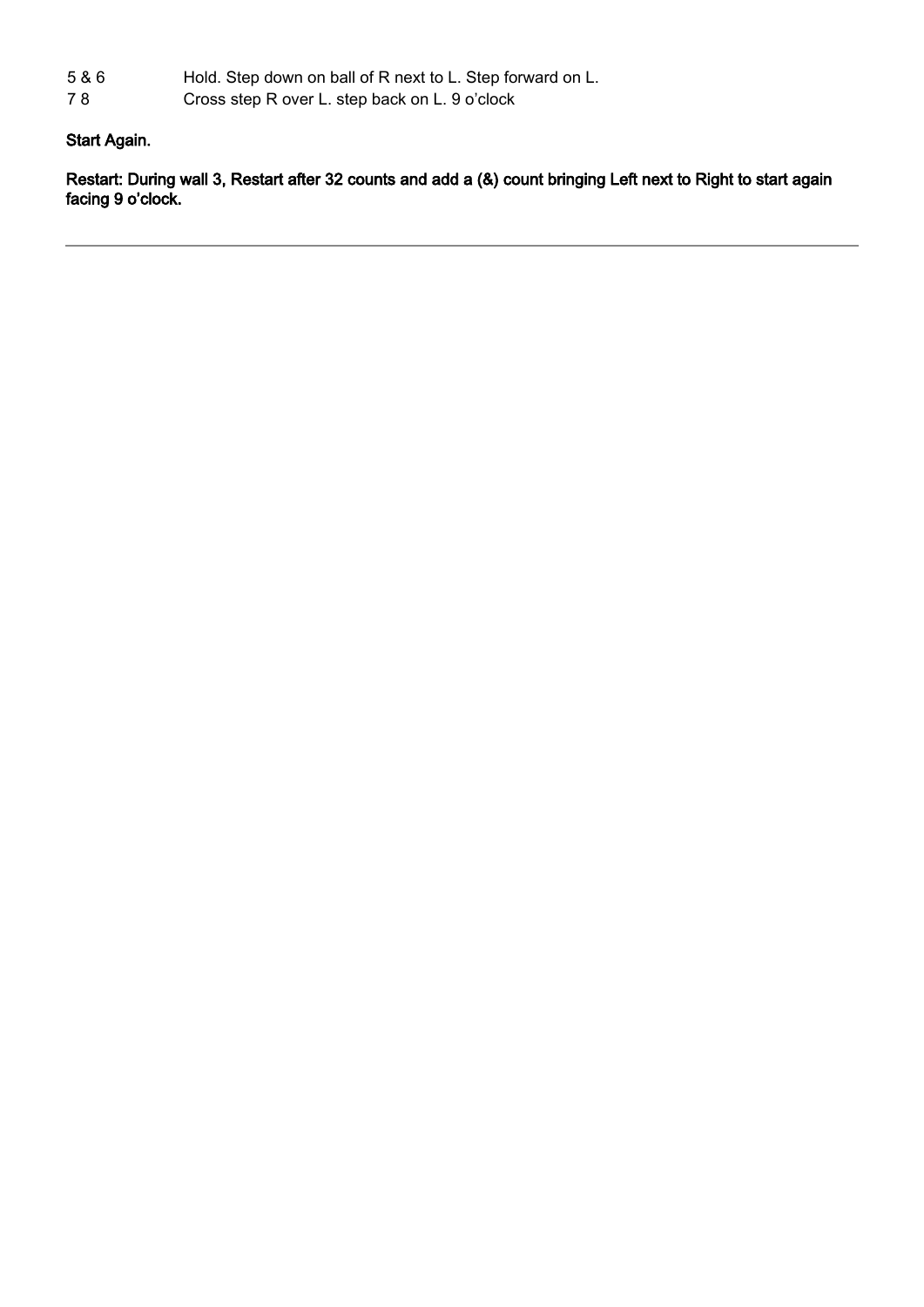| | |
|---|---|
| 5 & 6 | Hold. Step down on ball of R next to L. Step forward on L. |
| 7 8 | Cross step R over L. step back on L. 9 o'clock |

**Start Again.**

**Restart: During wall 3, Restart after 32 counts and add a (&) count bringing Left next to Right to start again facing 9 o'clock.**

---